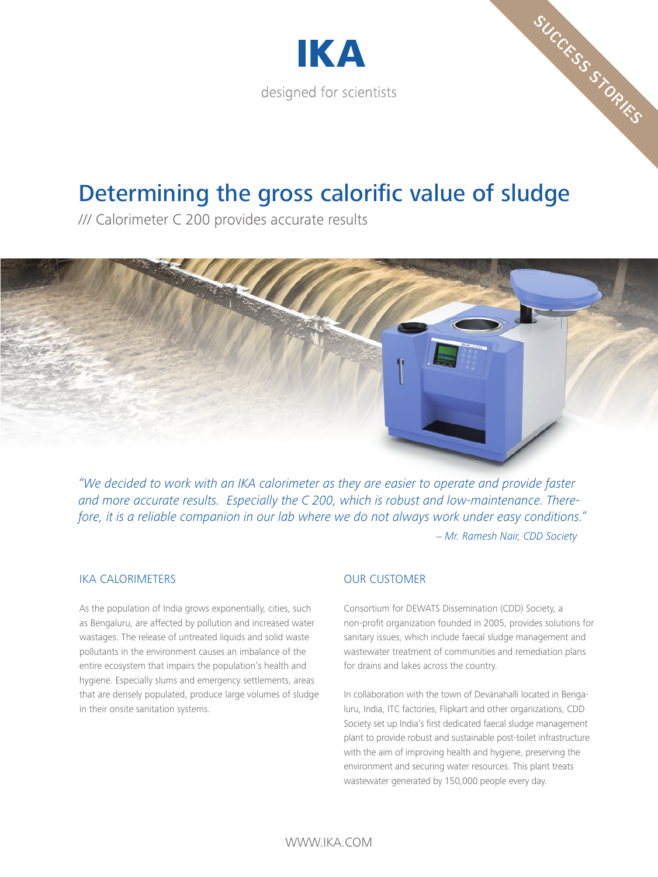IKA

designed for scientists

SUCCESS STORIES

# Determining the gross calorific value of sludge

/// Calorimeter C 200 provides accurate results

*"We decided to work with an IKA calorimeter as they are easier to operate and provide faster and more accurate results. Especially the C 200, which is robust and low-maintenance. Therefore, it is a reliable companion in our lab where we do not always work under easy conditions."*

*– Mr. Ramesh Nair, CDD Society*

## IKA CALORIMETERS

As the population of India grows exponentially, cities, such as Bengaluru, are affected by pollution and increased water wastages. The release of untreated liquids and solid waste pollutants in the environment causes an imbalance of the entire ecosystem that impairs the population's health and hygiene. Especially slums and emergency settlements, areas that are densely populated, produce large volumes of sludge in their onsite sanitation systems.

## OUR CUSTOMER

Consortium for DEWATS Dissemination (CDD) Society, a non-profit organization founded in 2005, provides solutions for sanitary issues, which include faecal sludge management and wastewater treatment of communities and remediation plans for drains and lakes across the country.

In collaboration with the town of Devanahalli located in Bengaluru, India, ITC factories, Flipkart and other organizations, CDD Society set up India's first dedicated faecal sludge management plant to provide robust and sustainable post-toilet infrastructure with the aim of improving health and hygiene, preserving the environment and securing water resources. This plant treats wastewater generated by 150,000 people every day.

WWW.IKA.COM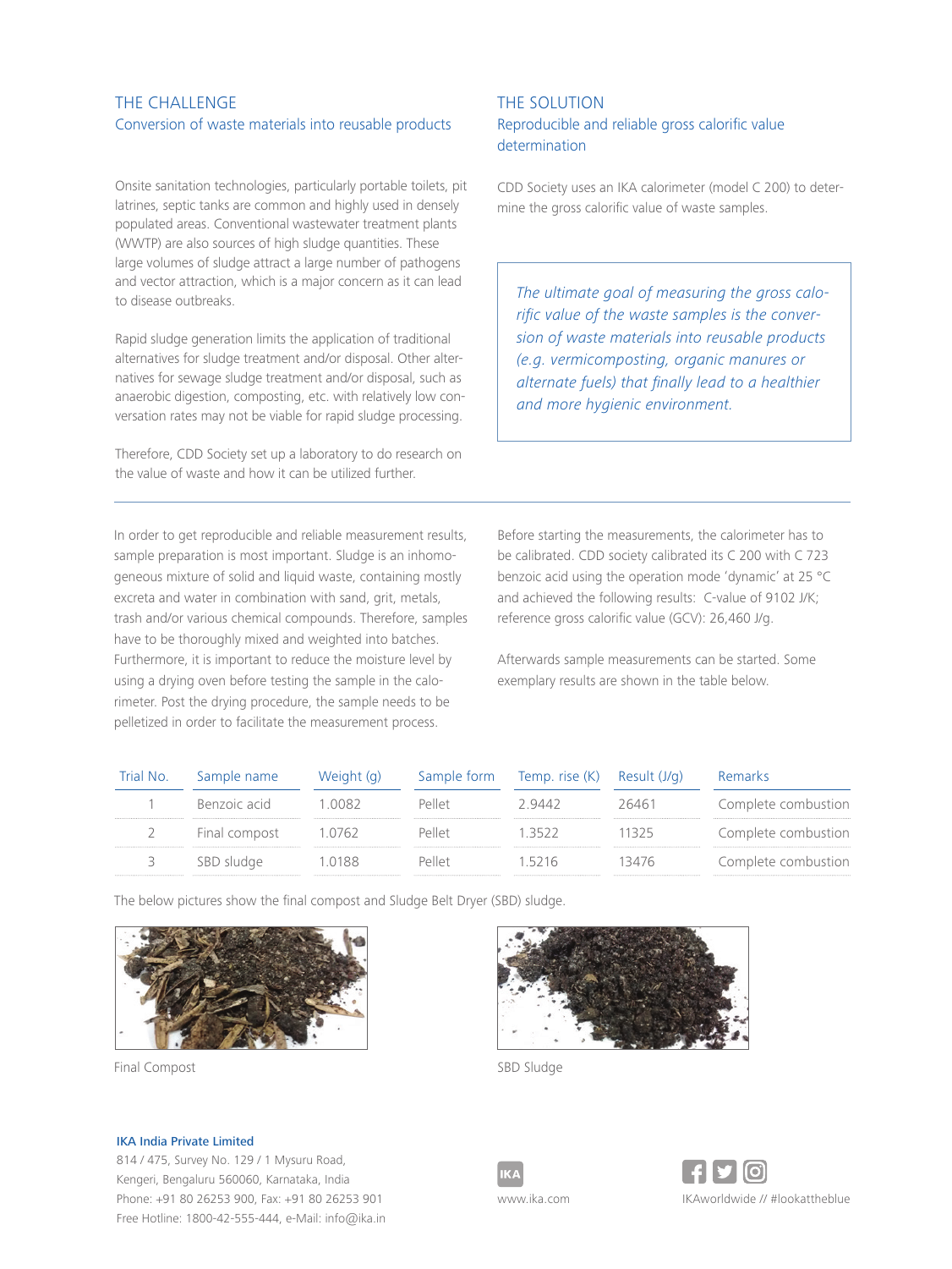## THE CHALLENGE

### Conversion of waste materials into reusable products

Onsite sanitation technologies, particularly portable toilets, pit latrines, septic tanks are common and highly used in densely populated areas. Conventional wastewater treatment plants (WWTP) are also sources of high sludge quantities. These large volumes of sludge attract a large number of pathogens and vector attraction, which is a major concern as it can lead to disease outbreaks.

Rapid sludge generation limits the application of traditional alternatives for sludge treatment and/or disposal. Other alternatives for sewage sludge treatment and/or disposal, such as anaerobic digestion, composting, etc. with relatively low conversation rates may not be viable for rapid sludge processing.

Therefore, CDD Society set up a laboratory to do research on the value of waste and how it can be utilized further.

## THE SOLUTION

### Reproducible and reliable gross calorific value determination

CDD Society uses an IKA calorimeter (model C 200) to determine the gross calorific value of waste samples.

*The ultimate goal of measuring the gross calorific value of the waste samples is the conversion of waste materials into reusable products (e.g. vermicomposting, organic manures or alternate fuels) that finally lead to a healthier and more hygienic environment.*

---

In order to get reproducible and reliable measurement results, sample preparation is most important. Sludge is an inhomogeneous mixture of solid and liquid waste, containing mostly excreta and water in combination with sand, grit, metals, trash and/or various chemical compounds. Therefore, samples have to be thoroughly mixed and weighted into batches. Furthermore, it is important to reduce the moisture level by using a drying oven before testing the sample in the calorimeter. Post the drying procedure, the sample needs to be pelletized in order to facilitate the measurement process.

Before starting the measurements, the calorimeter has to be calibrated. CDD society calibrated its C 200 with C 723 benzoic acid using the operation mode 'dynamic' at 25 °C and achieved the following results: C-value of 9102 J/K; reference gross calorific value (GCV): 26,460 J/g.

Afterwards sample measurements can be started. Some exemplary results are shown in the table below.

| Trial No. | Sample name | Weight (g) | Sample form | Temp. rise (K) | Result (J/g) | Remarks |
|---|---|---|---|---|---|---|
| 1 | Benzoic acid | 1.0082 | Pellet | 2.9442 | 26461 | Complete combustion |
| 2 | Final compost | 1.0762 | Pellet | 1.3522 | 11325 | Complete combustion |
| 3 | SBD sludge | 1.0188 | Pellet | 1.5216 | 13476 | Complete combustion |

The below pictures show the final compost and Sludge Belt Dryer (SBD) sludge.

Final Compost

SBD Sludge

**IKA India Private Limited**
814 / 475, Survey No. 129 / 1 Mysuru Road,
Kengeri, Bengaluru 560060, Karnataka, India
Phone: +91 80 26253 900, Fax: +91 80 26253 901
Free Hotline: 1800-42-555-444, e-Mail: info@ika.in

www.ika.com

IKAworldwide // #lookattheblue